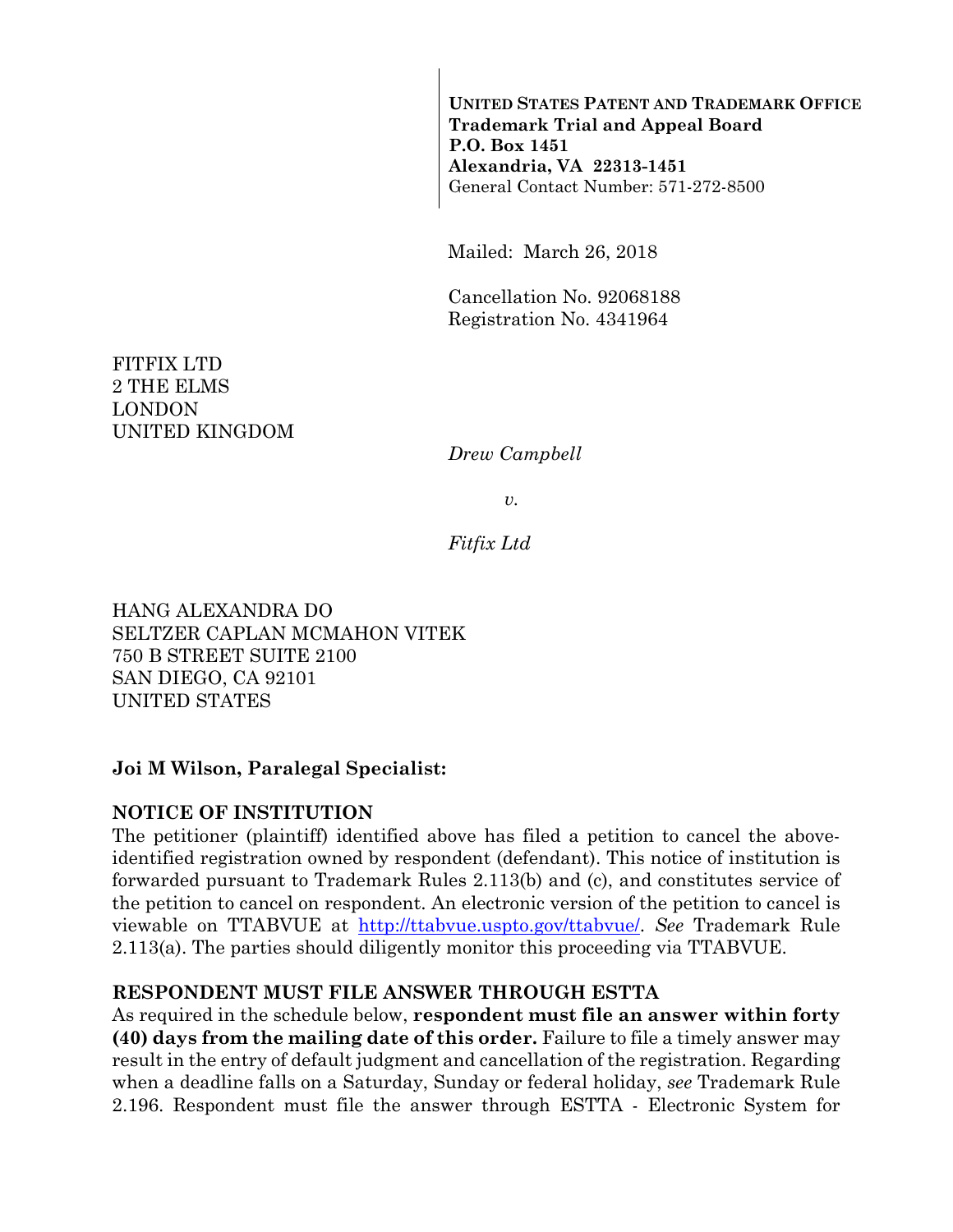**UNITED STATES PATENT AND TRADEMARK OFFICE**
**Trademark Trial and Appeal Board**
**P.O. Box 1451**
**Alexandria, VA 22313-1451**
General Contact Number: 571-272-8500

Mailed: March 26, 2018

Cancellation No. 92068188
Registration No. 4341964

FITFIX LTD
2 THE ELMS
LONDON
UNITED KINGDOM

*Drew Campbell*

*v.*

*Fitfix Ltd*

HANG ALEXANDRA DO
SELTZER CAPLAN MCMAHON VITEK
750 B STREET SUITE 2100
SAN DIEGO, CA 92101
UNITED STATES

**Joi M Wilson, Paralegal Specialist:**

**NOTICE OF INSTITUTION**

The petitioner (plaintiff) identified above has filed a petition to cancel the above-identified registration owned by respondent (defendant). This notice of institution is forwarded pursuant to Trademark Rules 2.113(b) and (c), and constitutes service of the petition to cancel on respondent. An electronic version of the petition to cancel is viewable on TTABVUE at http://ttabvue.uspto.gov/ttabvue/. *See* Trademark Rule 2.113(a). The parties should diligently monitor this proceeding via TTABVUE.

**RESPONDENT MUST FILE ANSWER THROUGH ESTTA**

As required in the schedule below, **respondent must file an answer within forty (40) days from the mailing date of this order.** Failure to file a timely answer may result in the entry of default judgment and cancellation of the registration. Regarding when a deadline falls on a Saturday, Sunday or federal holiday, *see* Trademark Rule 2.196. Respondent must file the answer through ESTTA - Electronic System for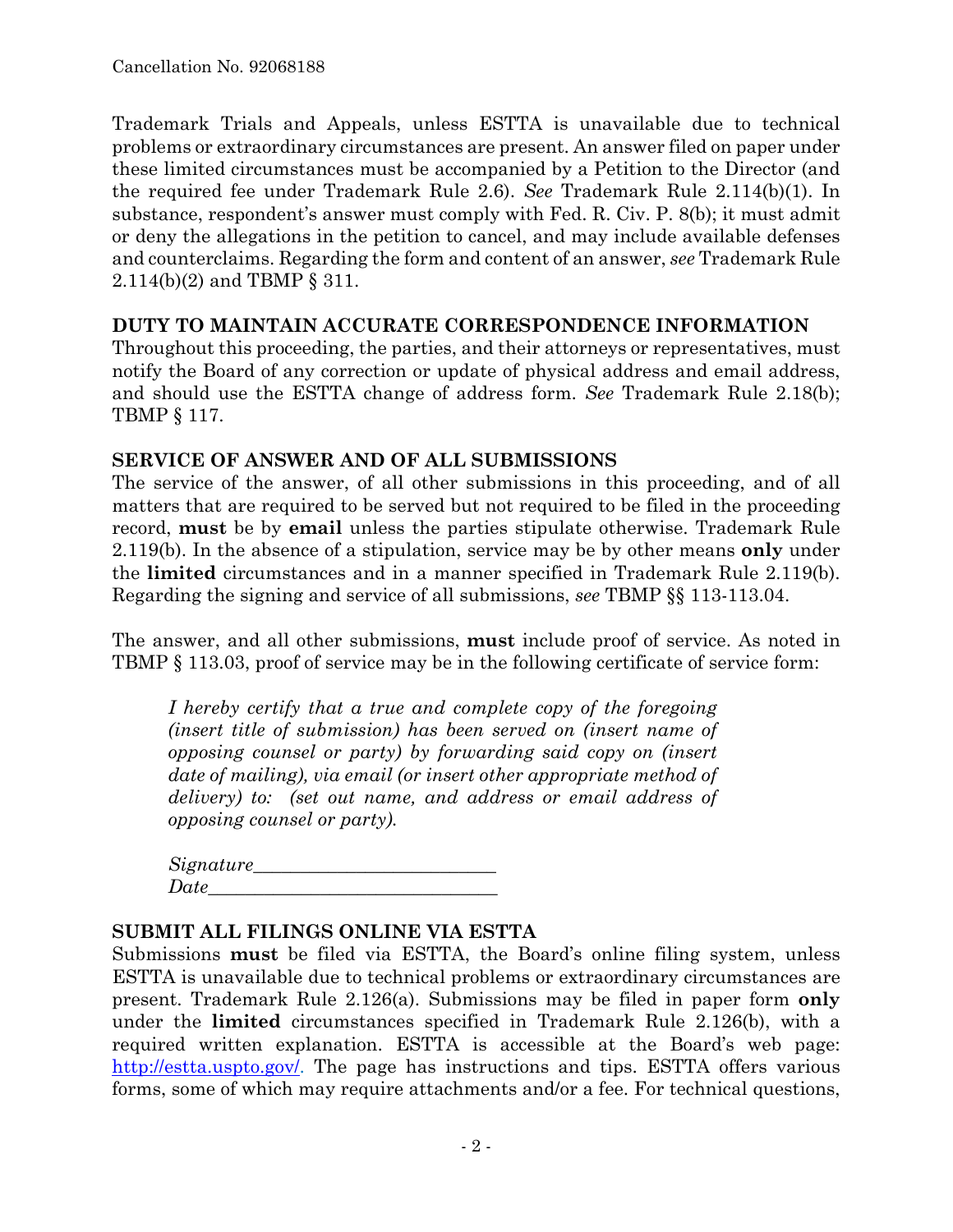Trademark Trials and Appeals, unless ESTTA is unavailable due to technical problems or extraordinary circumstances are present. An answer filed on paper under these limited circumstances must be accompanied by a Petition to the Director (and the required fee under Trademark Rule 2.6). *See* Trademark Rule 2.114(b)(1). In substance, respondent's answer must comply with Fed. R. Civ. P. 8(b); it must admit or deny the allegations in the petition to cancel, and may include available defenses and counterclaims. Regarding the form and content of an answer, *see* Trademark Rule 2.114(b)(2) and TBMP § 311.

## DUTY TO MAINTAIN ACCURATE CORRESPONDENCE INFORMATION

Throughout this proceeding, the parties, and their attorneys or representatives, must notify the Board of any correction or update of physical address and email address, and should use the ESTTA change of address form. *See* Trademark Rule 2.18(b); TBMP § 117.

## SERVICE OF ANSWER AND OF ALL SUBMISSIONS

The service of the answer, of all other submissions in this proceeding, and of all matters that are required to be served but not required to be filed in the proceeding record, **must** be by **email** unless the parties stipulate otherwise. Trademark Rule 2.119(b). In the absence of a stipulation, service may be by other means **only** under the **limited** circumstances and in a manner specified in Trademark Rule 2.119(b). Regarding the signing and service of all submissions, *see* TBMP §§ 113-113.04.

The answer, and all other submissions, **must** include proof of service. As noted in TBMP § 113.03, proof of service may be in the following certificate of service form:

> *I hereby certify that a true and complete copy of the foregoing (insert title of submission) has been served on (insert name of opposing counsel or party) by forwarding said copy on (insert date of mailing), via email (or insert other appropriate method of delivery) to: (set out name, and address or email address of opposing counsel or party).*
>
> *Signature*_________________________
> *Date*______________________________

## SUBMIT ALL FILINGS ONLINE VIA ESTTA

Submissions **must** be filed via ESTTA, the Board's online filing system, unless ESTTA is unavailable due to technical problems or extraordinary circumstances are present. Trademark Rule 2.126(a). Submissions may be filed in paper form **only** under the **limited** circumstances specified in Trademark Rule 2.126(b), with a required written explanation. ESTTA is accessible at the Board's web page: http://estta.uspto.gov/. The page has instructions and tips. ESTTA offers various forms, some of which may require attachments and/or a fee. For technical questions,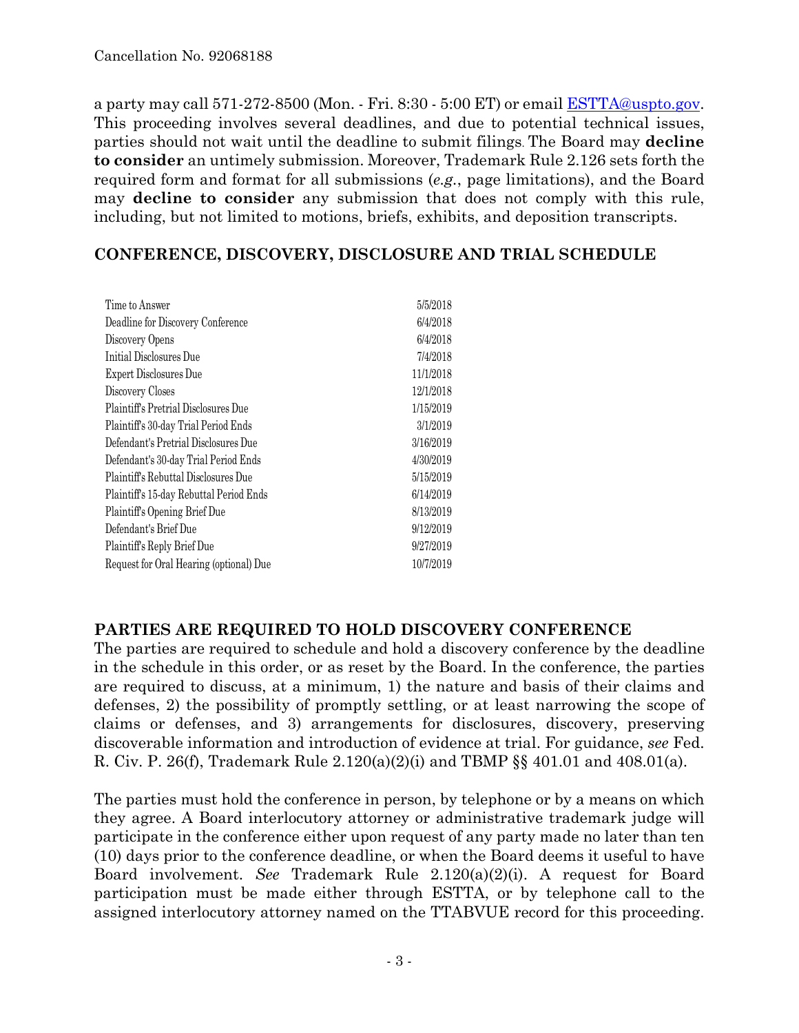a party may call 571-272-8500 (Mon. - Fri. 8:30 - 5:00 ET) or email [ESTTA@uspto.gov](mailto:ESTTA@uspto.gov). This proceeding involves several deadlines, and due to potential technical issues, parties should not wait until the deadline to submit filings. The Board may **decline to consider** an untimely submission. Moreover, Trademark Rule 2.126 sets forth the required form and format for all submissions (*e.g.*, page limitations), and the Board may **decline to consider** any submission that does not comply with this rule, including, but not limited to motions, briefs, exhibits, and deposition transcripts.

## CONFERENCE, DISCOVERY, DISCLOSURE AND TRIAL SCHEDULE

| | |
|---|---|
| Time to Answer | 5/5/2018 |
| Deadline for Discovery Conference | 6/4/2018 |
| Discovery Opens | 6/4/2018 |
| Initial Disclosures Due | 7/4/2018 |
| Expert Disclosures Due | 11/1/2018 |
| Discovery Closes | 12/1/2018 |
| Plaintiff's Pretrial Disclosures Due | 1/15/2019 |
| Plaintiff's 30-day Trial Period Ends | 3/1/2019 |
| Defendant's Pretrial Disclosures Due | 3/16/2019 |
| Defendant's 30-day Trial Period Ends | 4/30/2019 |
| Plaintiff's Rebuttal Disclosures Due | 5/15/2019 |
| Plaintiff's 15-day Rebuttal Period Ends | 6/14/2019 |
| Plaintiff's Opening Brief Due | 8/13/2019 |
| Defendant's Brief Due | 9/12/2019 |
| Plaintiff's Reply Brief Due | 9/27/2019 |
| Request for Oral Hearing (optional) Due | 10/7/2019 |

## PARTIES ARE REQUIRED TO HOLD DISCOVERY CONFERENCE

The parties are required to schedule and hold a discovery conference by the deadline in the schedule in this order, or as reset by the Board. In the conference, the parties are required to discuss, at a minimum, 1) the nature and basis of their claims and defenses, 2) the possibility of promptly settling, or at least narrowing the scope of claims or defenses, and 3) arrangements for disclosures, discovery, preserving discoverable information and introduction of evidence at trial. For guidance, *see* Fed. R. Civ. P. 26(f), Trademark Rule 2.120(a)(2)(i) and TBMP §§ 401.01 and 408.01(a).

The parties must hold the conference in person, by telephone or by a means on which they agree. A Board interlocutory attorney or administrative trademark judge will participate in the conference either upon request of any party made no later than ten (10) days prior to the conference deadline, or when the Board deems it useful to have Board involvement. *See* Trademark Rule 2.120(a)(2)(i). A request for Board participation must be made either through ESTTA, or by telephone call to the assigned interlocutory attorney named on the TTABVUE record for this proceeding.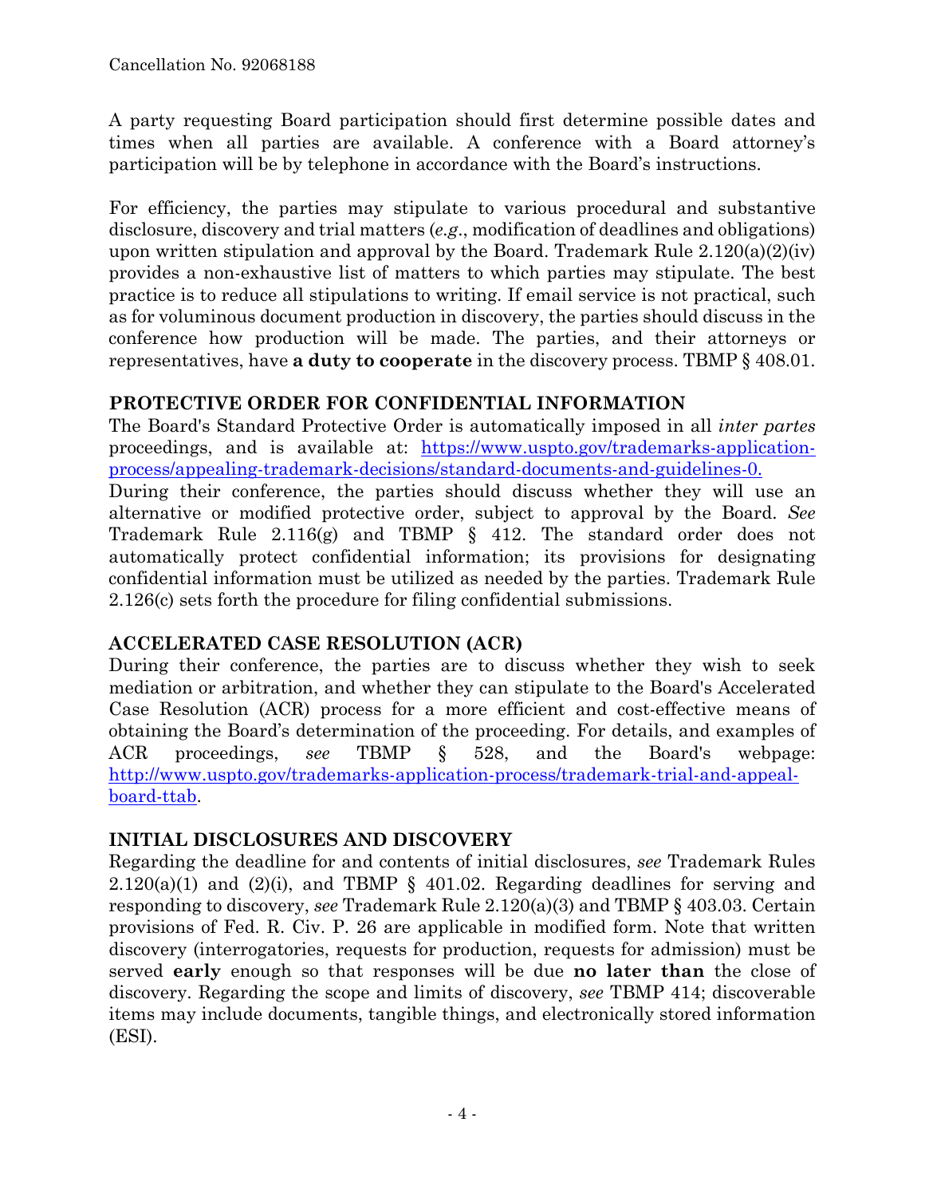A party requesting Board participation should first determine possible dates and times when all parties are available. A conference with a Board attorney's participation will be by telephone in accordance with the Board's instructions.

For efficiency, the parties may stipulate to various procedural and substantive disclosure, discovery and trial matters (*e.g.*, modification of deadlines and obligations) upon written stipulation and approval by the Board. Trademark Rule 2.120(a)(2)(iv) provides a non-exhaustive list of matters to which parties may stipulate. The best practice is to reduce all stipulations to writing. If email service is not practical, such as for voluminous document production in discovery, the parties should discuss in the conference how production will be made. The parties, and their attorneys or representatives, have **a duty to cooperate** in the discovery process. TBMP § 408.01.

## PROTECTIVE ORDER FOR CONFIDENTIAL INFORMATION

The Board's Standard Protective Order is automatically imposed in all *inter partes* proceedings, and is available at: [https://www.uspto.gov/trademarks-application-process/appealing-trademark-decisions/standard-documents-and-guidelines-0.](https://www.uspto.gov/trademarks-application-process/appealing-trademark-decisions/standard-documents-and-guidelines-0)

During their conference, the parties should discuss whether they will use an alternative or modified protective order, subject to approval by the Board. *See* Trademark Rule 2.116(g) and TBMP § 412. The standard order does not automatically protect confidential information; its provisions for designating confidential information must be utilized as needed by the parties. Trademark Rule 2.126(c) sets forth the procedure for filing confidential submissions.

## ACCELERATED CASE RESOLUTION (ACR)

During their conference, the parties are to discuss whether they wish to seek mediation or arbitration, and whether they can stipulate to the Board's Accelerated Case Resolution (ACR) process for a more efficient and cost-effective means of obtaining the Board's determination of the proceeding. For details, and examples of ACR proceedings, *see* TBMP § 528, and the Board's webpage: [http://www.uspto.gov/trademarks-application-process/trademark-trial-and-appeal-board-ttab](http://www.uspto.gov/trademarks-application-process/trademark-trial-and-appeal-board-ttab).

## INITIAL DISCLOSURES AND DISCOVERY

Regarding the deadline for and contents of initial disclosures, *see* Trademark Rules 2.120(a)(1) and (2)(i), and TBMP § 401.02. Regarding deadlines for serving and responding to discovery, *see* Trademark Rule 2.120(a)(3) and TBMP § 403.03. Certain provisions of Fed. R. Civ. P. 26 are applicable in modified form. Note that written discovery (interrogatories, requests for production, requests for admission) must be served **early** enough so that responses will be due **no later than** the close of discovery. Regarding the scope and limits of discovery, *see* TBMP 414; discoverable items may include documents, tangible things, and electronically stored information (ESI).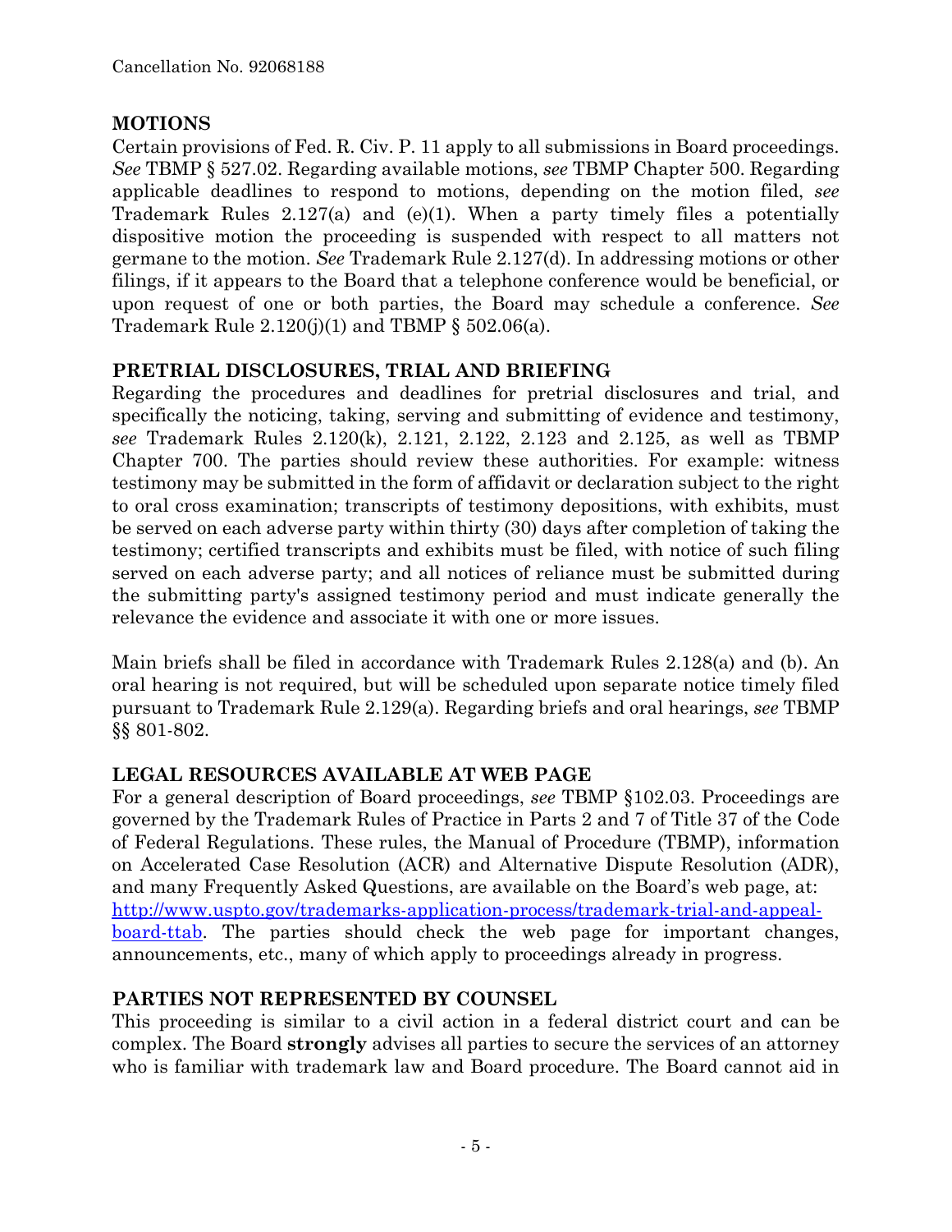## MOTIONS

Certain provisions of Fed. R. Civ. P. 11 apply to all submissions in Board proceedings. *See* TBMP § 527.02. Regarding available motions, *see* TBMP Chapter 500. Regarding applicable deadlines to respond to motions, depending on the motion filed, *see* Trademark Rules 2.127(a) and (e)(1). When a party timely files a potentially dispositive motion the proceeding is suspended with respect to all matters not germane to the motion. *See* Trademark Rule 2.127(d). In addressing motions or other filings, if it appears to the Board that a telephone conference would be beneficial, or upon request of one or both parties, the Board may schedule a conference. *See* Trademark Rule 2.120(j)(1) and TBMP § 502.06(a).

## PRETRIAL DISCLOSURES, TRIAL AND BRIEFING

Regarding the procedures and deadlines for pretrial disclosures and trial, and specifically the noticing, taking, serving and submitting of evidence and testimony, *see* Trademark Rules 2.120(k), 2.121, 2.122, 2.123 and 2.125, as well as TBMP Chapter 700. The parties should review these authorities. For example: witness testimony may be submitted in the form of affidavit or declaration subject to the right to oral cross examination; transcripts of testimony depositions, with exhibits, must be served on each adverse party within thirty (30) days after completion of taking the testimony; certified transcripts and exhibits must be filed, with notice of such filing served on each adverse party; and all notices of reliance must be submitted during the submitting party's assigned testimony period and must indicate generally the relevance the evidence and associate it with one or more issues.

Main briefs shall be filed in accordance with Trademark Rules 2.128(a) and (b). An oral hearing is not required, but will be scheduled upon separate notice timely filed pursuant to Trademark Rule 2.129(a). Regarding briefs and oral hearings, *see* TBMP §§ 801-802.

## LEGAL RESOURCES AVAILABLE AT WEB PAGE

For a general description of Board proceedings, *see* TBMP §102.03. Proceedings are governed by the Trademark Rules of Practice in Parts 2 and 7 of Title 37 of the Code of Federal Regulations. These rules, the Manual of Procedure (TBMP), information on Accelerated Case Resolution (ACR) and Alternative Dispute Resolution (ADR), and many Frequently Asked Questions, are available on the Board's web page, at: [http://www.uspto.gov/trademarks-application-process/trademark-trial-and-appeal-board-ttab](http://www.uspto.gov/trademarks-application-process/trademark-trial-and-appeal-board-ttab). The parties should check the web page for important changes, announcements, etc., many of which apply to proceedings already in progress.

## PARTIES NOT REPRESENTED BY COUNSEL

This proceeding is similar to a civil action in a federal district court and can be complex. The Board **strongly** advises all parties to secure the services of an attorney who is familiar with trademark law and Board procedure. The Board cannot aid in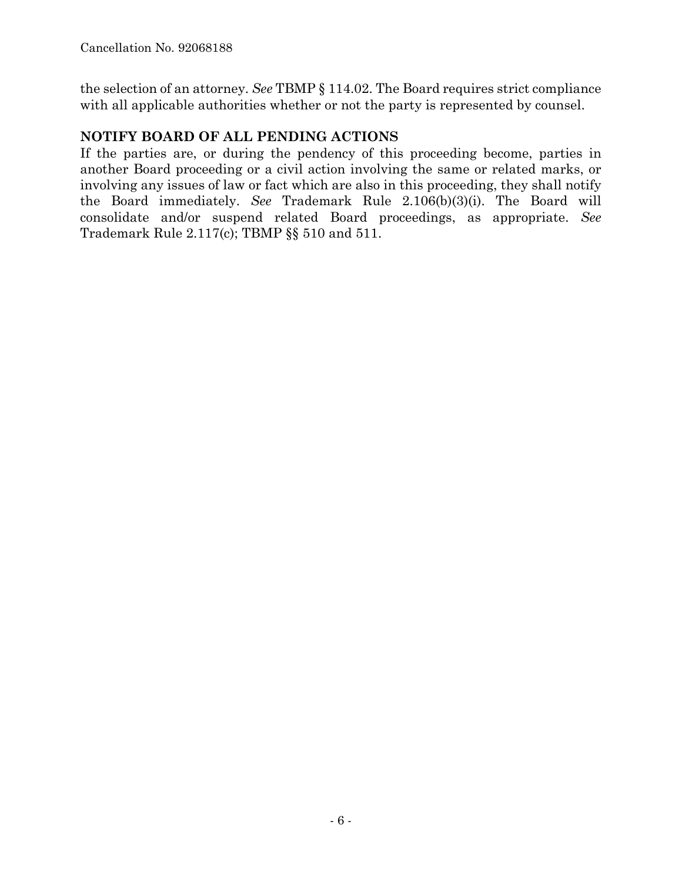the selection of an attorney. *See* TBMP § 114.02. The Board requires strict compliance with all applicable authorities whether or not the party is represented by counsel.

**NOTIFY BOARD OF ALL PENDING ACTIONS**

If the parties are, or during the pendency of this proceeding become, parties in another Board proceeding or a civil action involving the same or related marks, or involving any issues of law or fact which are also in this proceeding, they shall notify the Board immediately. *See* Trademark Rule 2.106(b)(3)(i). The Board will consolidate and/or suspend related Board proceedings, as appropriate. *See* Trademark Rule 2.117(c); TBMP §§ 510 and 511.